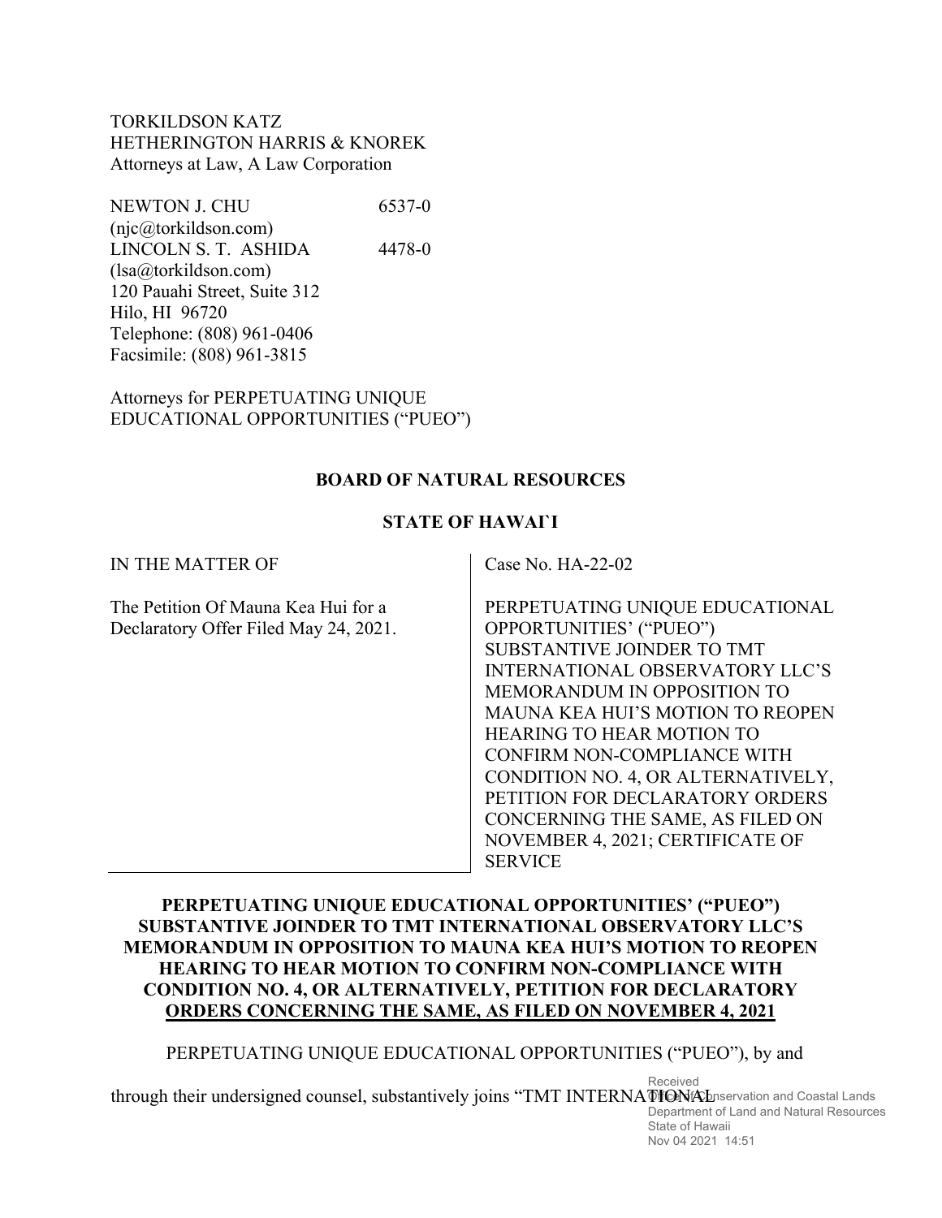TORKILDSON KATZ
HETHERINGTON HARRIS & KNOREK
Attorneys at Law, A Law Corporation

NEWTON J. CHU 6537-0
(njc@torkildson.com)
LINCOLN S. T. ASHIDA 4478-0
(lsa@torkildson.com)
120 Pauahi Street, Suite 312
Hilo, HI 96720
Telephone: (808) 961-0406
Facsimile: (808) 961-3815

Attorneys for PERPETUATING UNIQUE EDUCATIONAL OPPORTUNITIES ("PUEO")

**BOARD OF NATURAL RESOURCES**

**STATE OF HAWAI`I**

| | |
|---|---|
| IN THE MATTER OF<br><br>The Petition Of Mauna Kea Hui for a Declaratory Offer Filed May 24, 2021. | Case No. HA-22-02<br><br>PERPETUATING UNIQUE EDUCATIONAL OPPORTUNITIES' ("PUEO") SUBSTANTIVE JOINDER TO TMT INTERNATIONAL OBSERVATORY LLC'S MEMORANDUM IN OPPOSITION TO MAUNA KEA HUI'S MOTION TO REOPEN HEARING TO HEAR MOTION TO CONFIRM NON-COMPLIANCE WITH CONDITION NO. 4, OR ALTERNATIVELY, PETITION FOR DECLARATORY ORDERS CONCERNING THE SAME, AS FILED ON NOVEMBER 4, 2021; CERTIFICATE OF SERVICE |

**PERPETUATING UNIQUE EDUCATIONAL OPPORTUNITIES' ("PUEO") SUBSTANTIVE JOINDER TO TMT INTERNATIONAL OBSERVATORY LLC'S MEMORANDUM IN OPPOSITION TO MAUNA KEA HUI'S MOTION TO REOPEN HEARING TO HEAR MOTION TO CONFIRM NON-COMPLIANCE WITH CONDITION NO. 4, OR ALTERNATIVELY, PETITION FOR DECLARATORY ORDERS CONCERNING THE SAME, AS FILED ON NOVEMBER 4, 2021**

PERPETUATING UNIQUE EDUCATIONAL OPPORTUNITIES ("PUEO"), by and through their undersigned counsel, substantively joins "TMT INTERNATIONAL

Received
Office of Conservation and Coastal Lands
Department of Land and Natural Resources
State of Hawaii
Nov 04 2021 14:51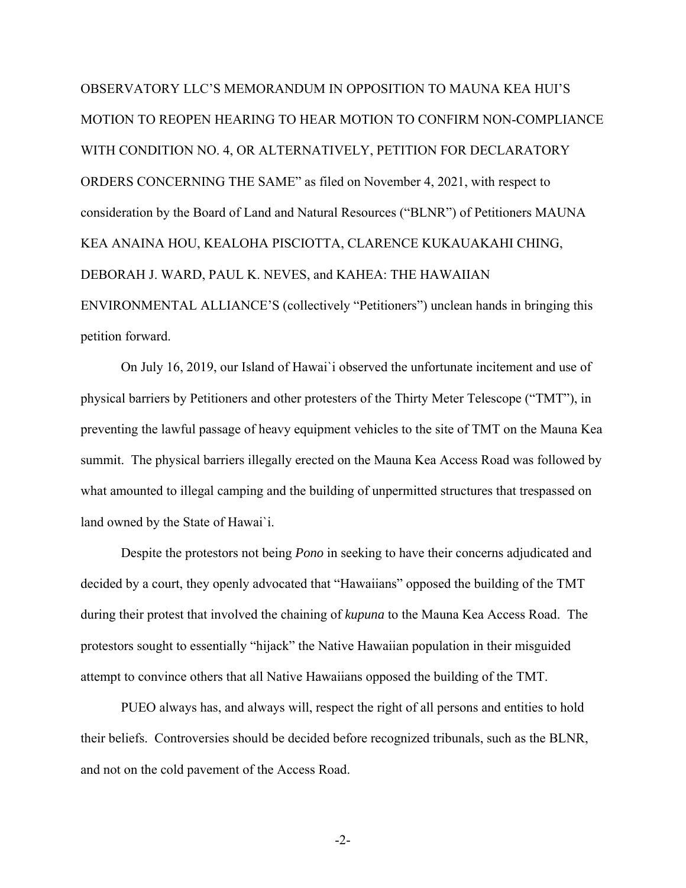OBSERVATORY LLC'S MEMORANDUM IN OPPOSITION TO MAUNA KEA HUI'S MOTION TO REOPEN HEARING TO HEAR MOTION TO CONFIRM NON-COMPLIANCE WITH CONDITION NO. 4, OR ALTERNATIVELY, PETITION FOR DECLARATORY ORDERS CONCERNING THE SAME" as filed on November 4, 2021, with respect to consideration by the Board of Land and Natural Resources ("BLNR") of Petitioners MAUNA KEA ANAINA HOU, KEALOHA PISCIOTTA, CLARENCE KUKAUAKAHI CHING, DEBORAH J. WARD, PAUL K. NEVES, and KAHEA: THE HAWAIIAN ENVIRONMENTAL ALLIANCE'S (collectively "Petitioners") unclean hands in bringing this petition forward.

On July 16, 2019, our Island of Hawai`i observed the unfortunate incitement and use of physical barriers by Petitioners and other protesters of the Thirty Meter Telescope ("TMT"), in preventing the lawful passage of heavy equipment vehicles to the site of TMT on the Mauna Kea summit. The physical barriers illegally erected on the Mauna Kea Access Road was followed by what amounted to illegal camping and the building of unpermitted structures that trespassed on land owned by the State of Hawai`i.

Despite the protestors not being *Pono* in seeking to have their concerns adjudicated and decided by a court, they openly advocated that "Hawaiians" opposed the building of the TMT during their protest that involved the chaining of *kupuna* to the Mauna Kea Access Road. The protestors sought to essentially "hijack" the Native Hawaiian population in their misguided attempt to convince others that all Native Hawaiians opposed the building of the TMT.

PUEO always has, and always will, respect the right of all persons and entities to hold their beliefs. Controversies should be decided before recognized tribunals, such as the BLNR, and not on the cold pavement of the Access Road.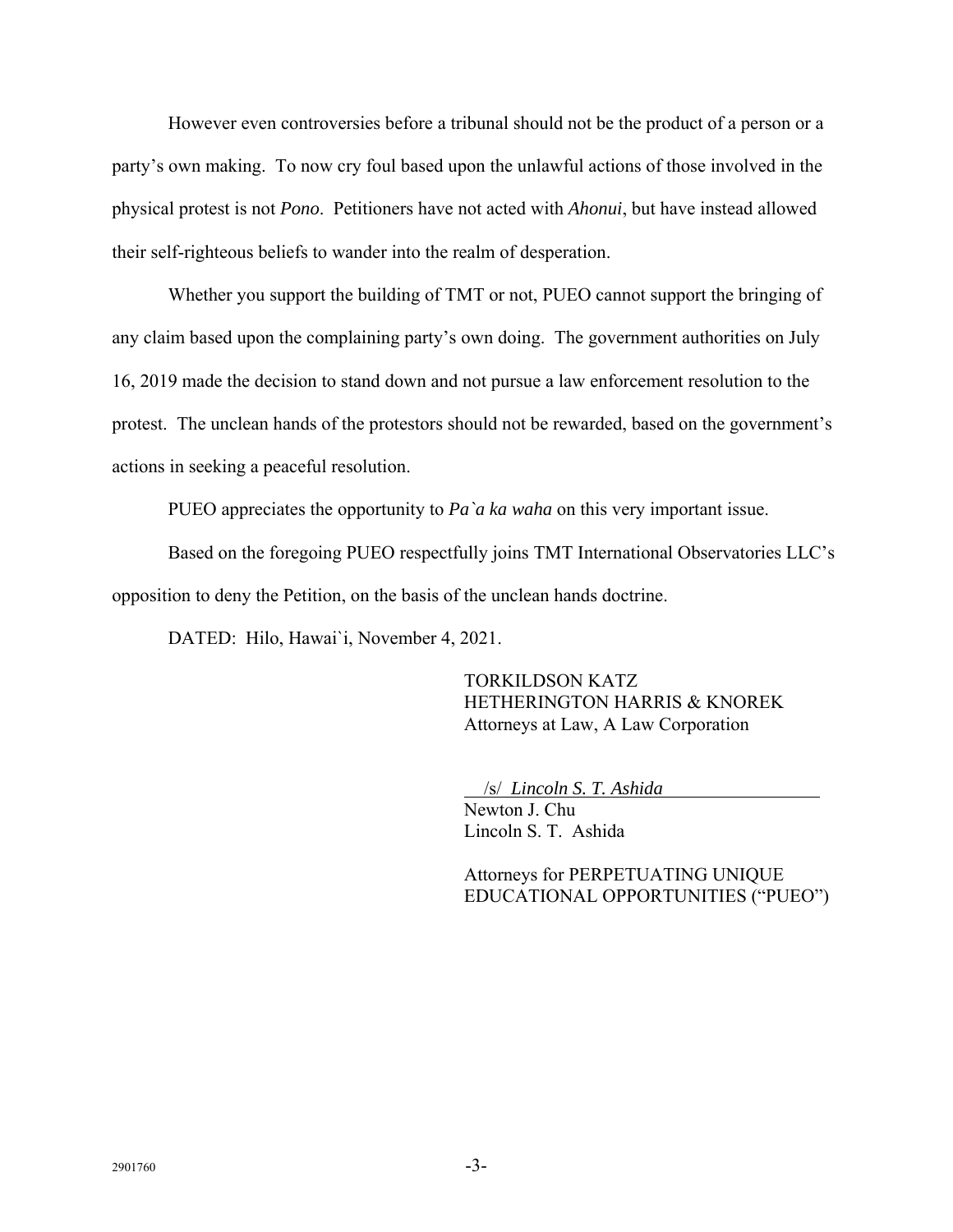However even controversies before a tribunal should not be the product of a person or a party's own making. To now cry foul based upon the unlawful actions of those involved in the physical protest is not *Pono*. Petitioners have not acted with *Ahonui*, but have instead allowed their self-righteous beliefs to wander into the realm of desperation.

Whether you support the building of TMT or not, PUEO cannot support the bringing of any claim based upon the complaining party's own doing. The government authorities on July 16, 2019 made the decision to stand down and not pursue a law enforcement resolution to the protest. The unclean hands of the protestors should not be rewarded, based on the government's actions in seeking a peaceful resolution.

PUEO appreciates the opportunity to *Pa`a ka waha* on this very important issue.

Based on the foregoing PUEO respectfully joins TMT International Observatories LLC's opposition to deny the Petition, on the basis of the unclean hands doctrine.

DATED: Hilo, Hawai`i, November 4, 2021.

TORKILDSON KATZ
HETHERINGTON HARRIS & KNOREK
Attorneys at Law, A Law Corporation

/s/ *Lincoln S. T. Ashida*
Newton J. Chu
Lincoln S. T. Ashida

Attorneys for PERPETUATING UNIQUE EDUCATIONAL OPPORTUNITIES ("PUEO")

2901760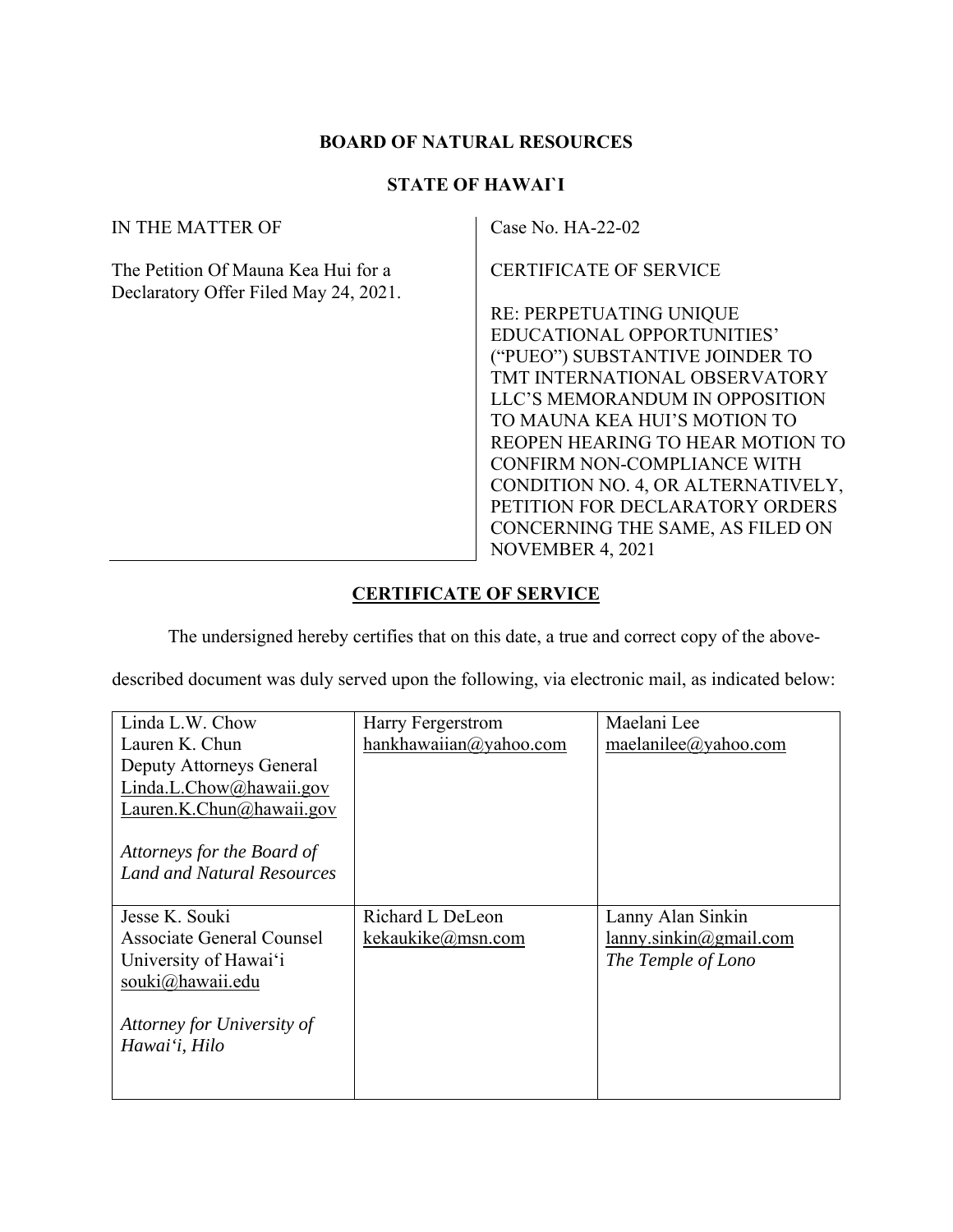**BOARD OF NATURAL RESOURCES**

**STATE OF HAWAI`I**

| IN THE MATTER OF<br><br>The Petition Of Mauna Kea Hui for a Declaratory Offer Filed May 24, 2021. | Case No. HA-22-02<br><br>CERTIFICATE OF SERVICE<br><br>RE: PERPETUATING UNIQUE EDUCATIONAL OPPORTUNITIES' ("PUEO") SUBSTANTIVE JOINDER TO TMT INTERNATIONAL OBSERVATORY LLC'S MEMORANDUM IN OPPOSITION TO MAUNA KEA HUI'S MOTION TO REOPEN HEARING TO HEAR MOTION TO CONFIRM NON-COMPLIANCE WITH CONDITION NO. 4, OR ALTERNATIVELY, PETITION FOR DECLARATORY ORDERS CONCERNING THE SAME, AS FILED ON NOVEMBER 4, 2021 |
|---|---|

**CERTIFICATE OF SERVICE**

The undersigned hereby certifies that on this date, a true and correct copy of the above-described document was duly served upon the following, via electronic mail, as indicated below:

| | | |
|---|---|---|
| Linda L.W. Chow<br>Lauren K. Chun<br>Deputy Attorneys General<br>Linda.L.Chow@hawaii.gov<br>Lauren.K.Chun@hawaii.gov<br><br>*Attorneys for the Board of Land and Natural Resources* | Harry Fergerstrom<br>hankhawaiian@yahoo.com | Maelani Lee<br>maelanilee@yahoo.com |
| Jesse K. Souki<br>Associate General Counsel<br>University of Hawai'i<br>souki@hawaii.edu<br><br>*Attorney for University of Hawai'i, Hilo* | Richard L DeLeon<br>kekaukike@msn.com | Lanny Alan Sinkin<br>lanny.sinkin@gmail.com<br>*The Temple of Lono* |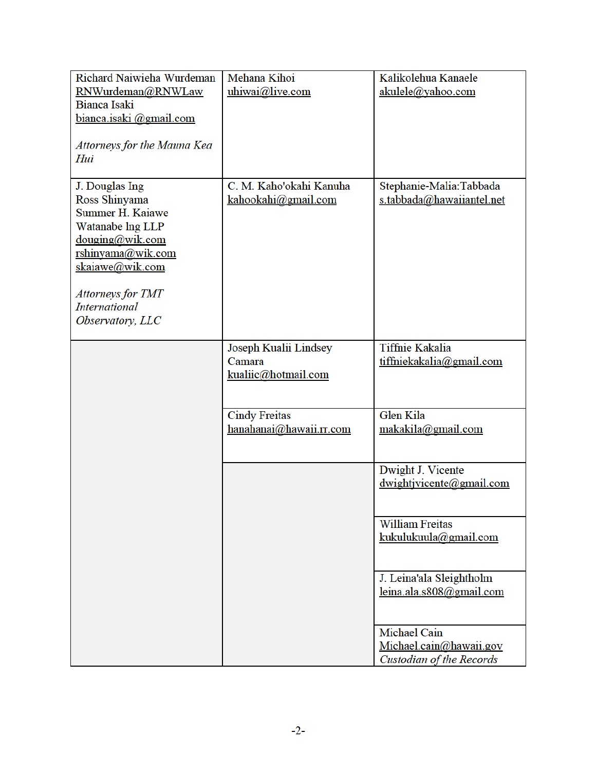| | | |
|---|---|---|
| Richard Naiwieha Wurdeman<br>RNWurdeman@RNWLaw<br>Bianca Isaki<br>bianca.isaki @gmail.com<br><br>*Attorneys for the Mauna Kea Hui* | Mehana Kihoi<br>uhiwai@live.com | Kalikolehua Kanaele<br>akulele@yahoo.com |
| J. Douglas Ing<br>Ross Shinyama<br>Summer H. Kaiawe<br>Watanabe Ing LLP<br>douging@wik.com<br>rshinyama@wik.com<br>skaiawe@wik.com<br><br>*Attorneys for TMT International Observatory, LLC* | C. M. Kaho'okahi Kanuha<br>kahookahi@gmail.com | Stephanie-Malia:Tabbada<br>s.tabbada@hawaiiantel.net |
| | Joseph Kualii Lindsey Camara<br>kualiic@hotmail.com | Tiffnie Kakalia<br>tiffniekakalia@gmail.com |
| | Cindy Freitas<br>hanahanai@hawaii.rr.com | Glen Kila<br>makakila@gmail.com |
| | | Dwight J. Vicente<br>dwightjvicente@gmail.com |
| | | William Freitas<br>kukulukuula@gmail.com |
| | | J. Leina'ala Sleightholm<br>leina.ala.s808@gmail.com |
| | | Michael Cain<br>Michael.cain@hawaii.gov<br>*Custodian of the Records* |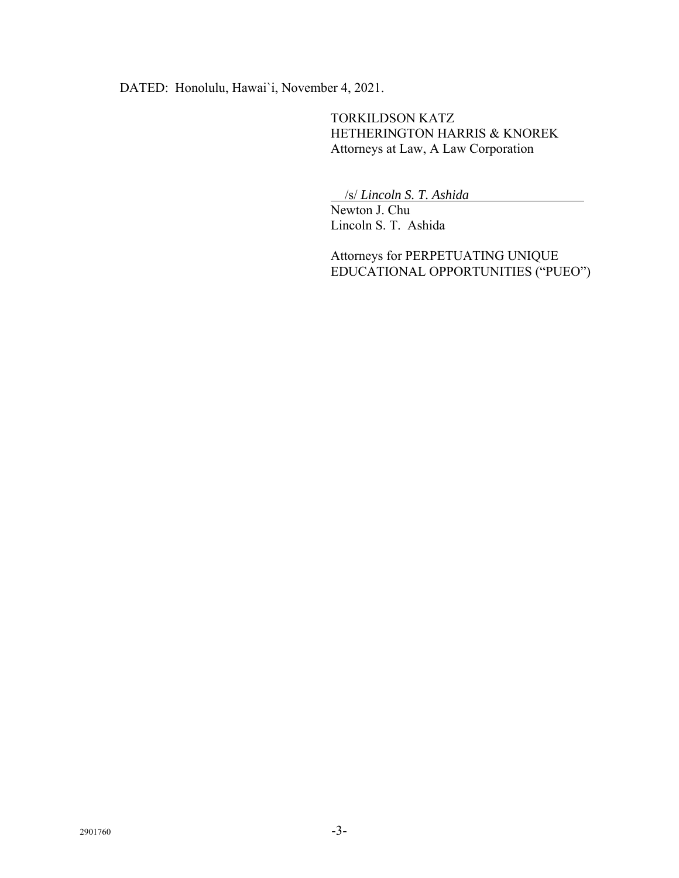DATED: Honolulu, Hawai`i, November 4, 2021.

TORKILDSON KATZ
HETHERINGTON HARRIS & KNOREK
Attorneys at Law, A Law Corporation

/s/ *Lincoln S. T. Ashida*
Newton J. Chu
Lincoln S. T. Ashida

Attorneys for PERPETUATING UNIQUE EDUCATIONAL OPPORTUNITIES ("PUEO")

2901760